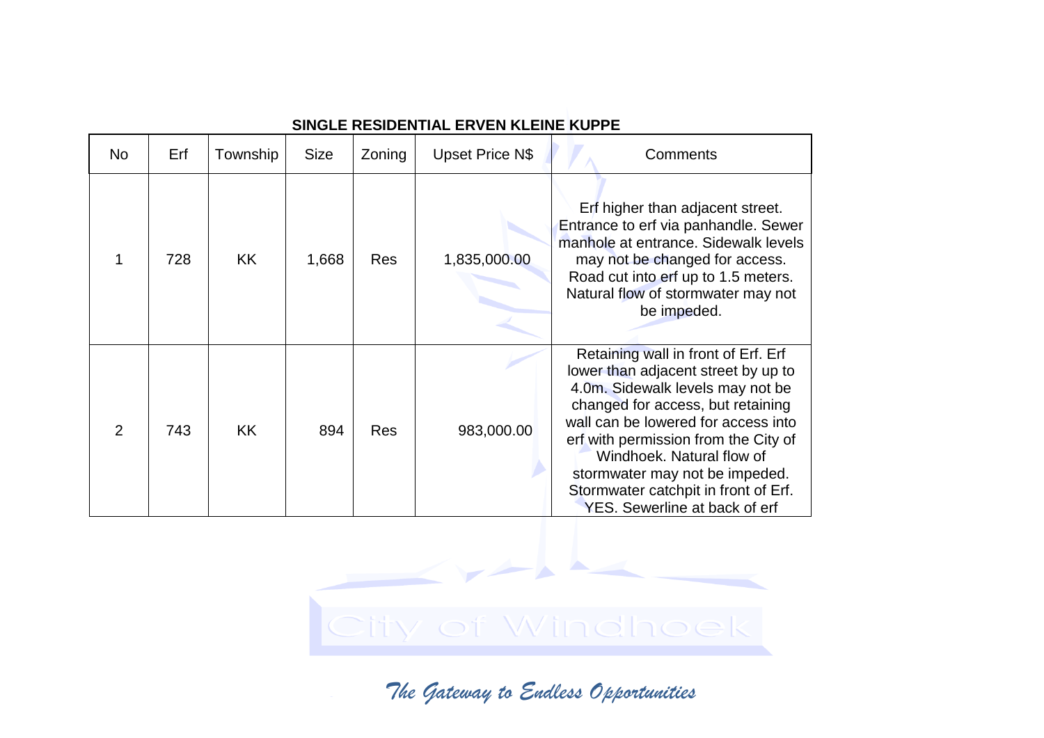**SINGLE RESIDENTIAL ERVEN KLEINE KUPPE**

| No | Erf | Township | Size | Zoning | Upset Price N$ | Comments |
|---|---|---|---|---|---|---|
| 1 | 728 | KK | 1,668 | Res | 1,835,000.00 | Erf higher than adjacent street. Entrance to erf via panhandle. Sewer manhole at entrance. Sidewalk levels may not be changed for access. Road cut into erf up to 1.5 meters. Natural flow of stormwater may not be impeded. |
| 2 | 743 | KK | 894 | Res | 983,000.00 | Retaining wall in front of Erf. Erf lower than adjacent street by up to 4.0m. Sidewalk levels may not be changed for access, but retaining wall can be lowered for access into erf with permission from the City of Windhoek. Natural flow of stormwater may not be impeded. Stormwater catchpit in front of Erf. YES. Sewerline at back of erf |

City of Windhoek

*The Gateway to Endless Opportunities*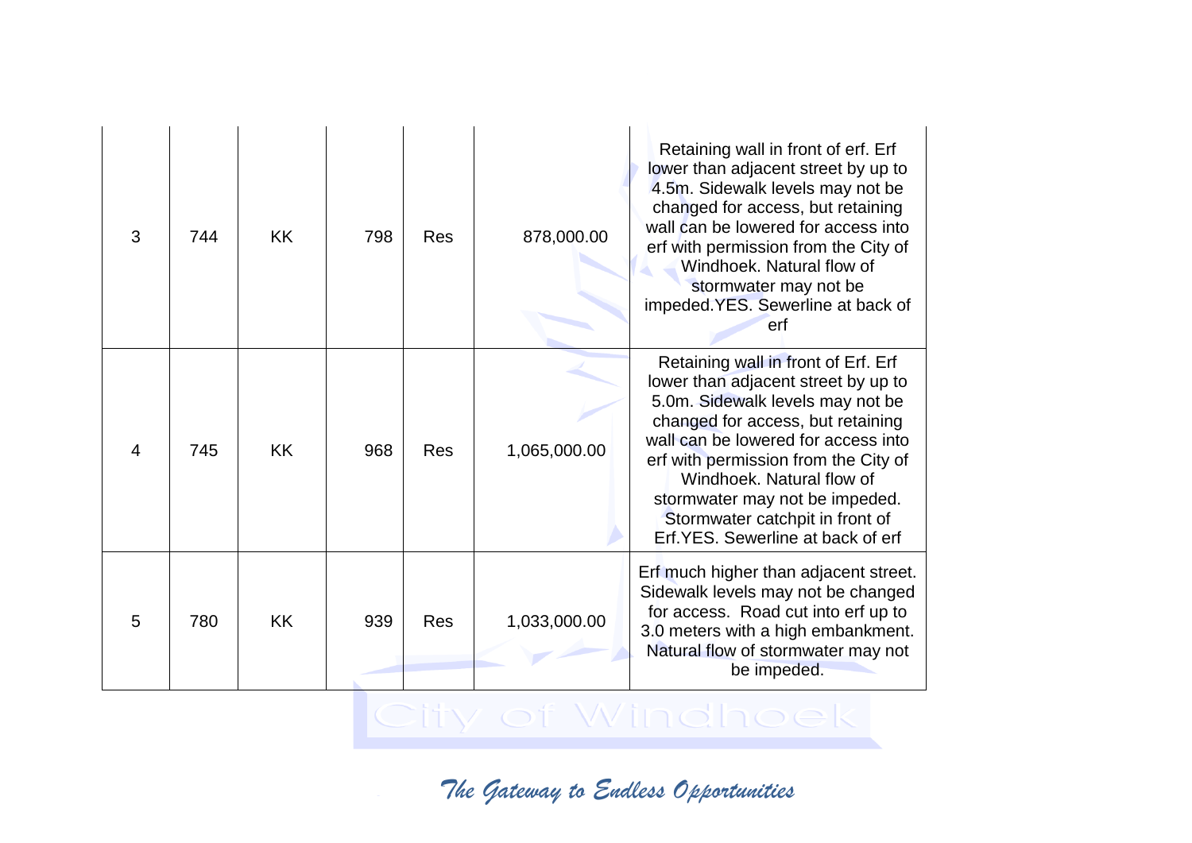| | | | | | | |
|---|---|---|---|---|---|---|
| 3 | 744 | KK | 798 | Res | 878,000.00 | Retaining wall in front of erf. Erf lower than adjacent street by up to 4.5m. Sidewalk levels may not be changed for access, but retaining wall can be lowered for access into erf with permission from the City of Windhoek. Natural flow of stormwater may not be impeded.YES. Sewerline at back of erf |
| 4 | 745 | KK | 968 | Res | 1,065,000.00 | Retaining wall in front of Erf. Erf lower than adjacent street by up to 5.0m. Sidewalk levels may not be changed for access, but retaining wall can be lowered for access into erf with permission from the City of Windhoek. Natural flow of stormwater may not be impeded. Stormwater catchpit in front of Erf.YES. Sewerline at back of erf |
| 5 | 780 | KK | 939 | Res | 1,033,000.00 | Erf much higher than adjacent street. Sidewalk levels may not be changed for access. Road cut into erf up to 3.0 meters with a high embankment. Natural flow of stormwater may not be impeded. |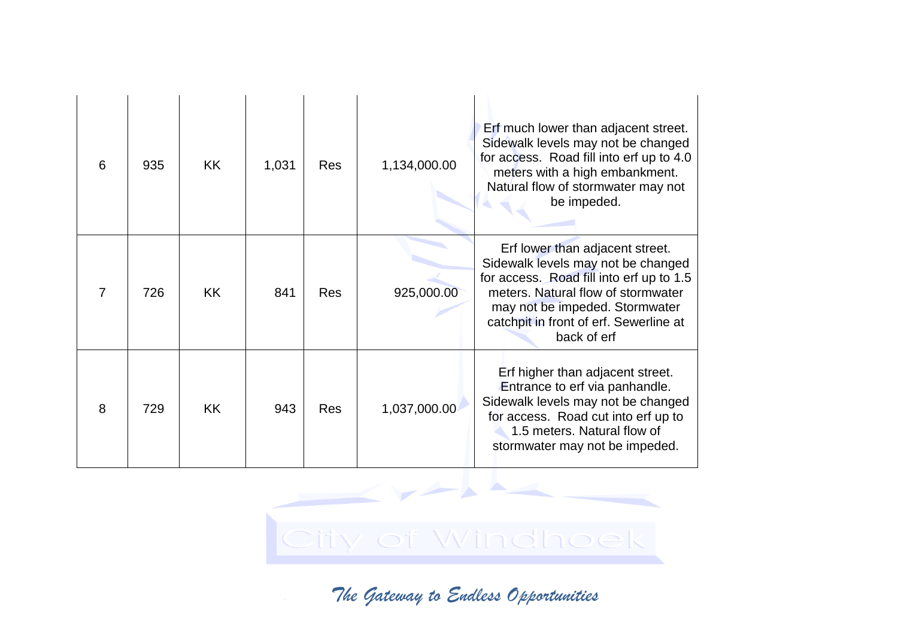| | | | | | | |
|---|---|---|---|---|---|---|
| 6 | 935 | KK | 1,031 | Res | 1,134,000.00 | Erf much lower than adjacent street. Sidewalk levels may not be changed for access. Road fill into erf up to 4.0 meters with a high embankment. Natural flow of stormwater may not be impeded. |
| 7 | 726 | KK | 841 | Res | 925,000.00 | Erf lower than adjacent street. Sidewalk levels may not be changed for access. Road fill into erf up to 1.5 meters. Natural flow of stormwater may not be impeded. Stormwater catchpit in front of erf. Sewerline at back of erf |
| 8 | 729 | KK | 943 | Res | 1,037,000.00 | Erf higher than adjacent street. Entrance to erf via panhandle. Sidewalk levels may not be changed for access. Road cut into erf up to 1.5 meters. Natural flow of stormwater may not be impeded. |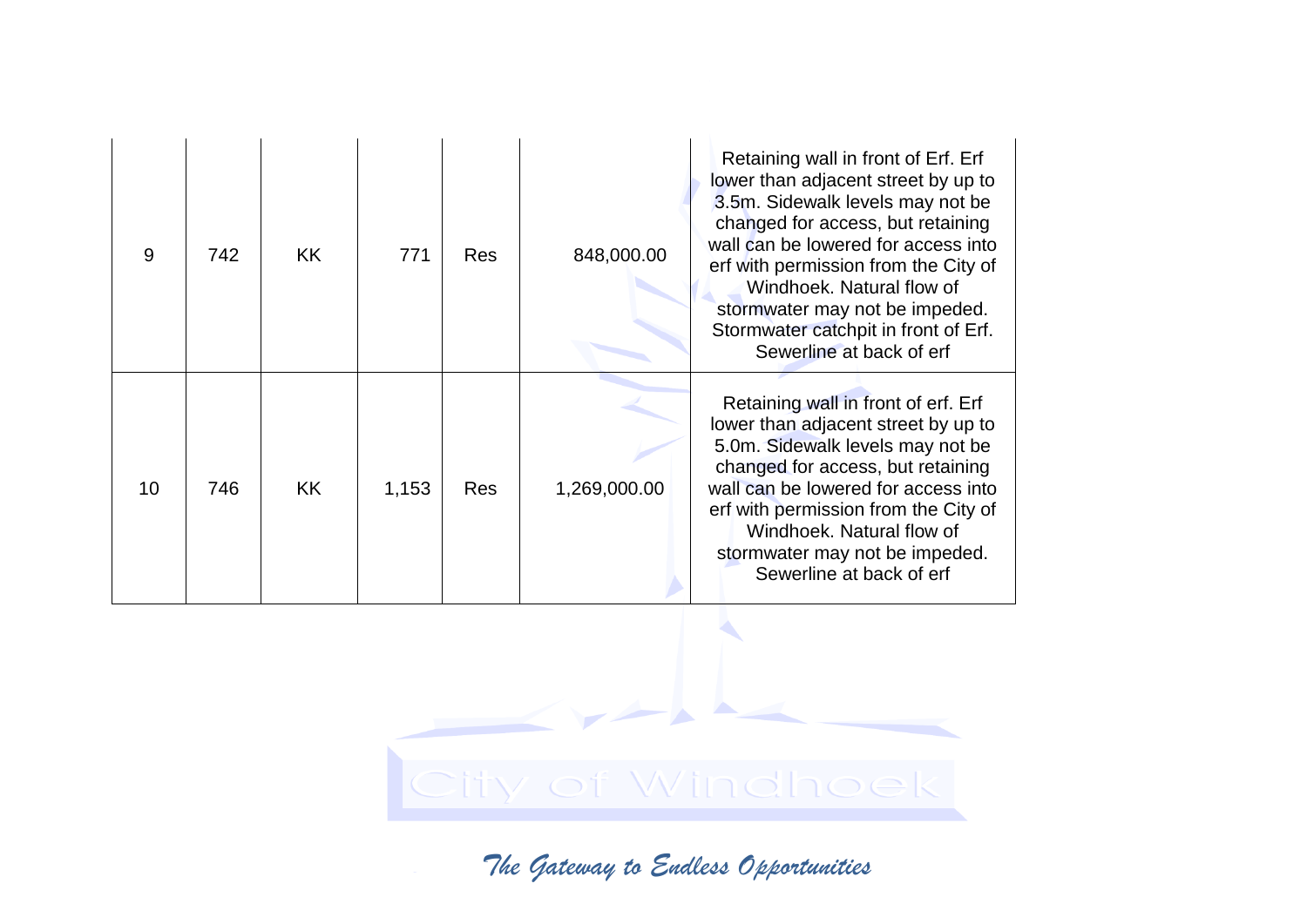| | | | | | | |
|---|---|---|---|---|---|---|
| 9 | 742 | KK | 771 | Res | 848,000.00 | Retaining wall in front of Erf. Erf lower than adjacent street by up to 3.5m. Sidewalk levels may not be changed for access, but retaining wall can be lowered for access into erf with permission from the City of Windhoek. Natural flow of stormwater may not be impeded. Stormwater catchpit in front of Erf. Sewerline at back of erf |
| 10 | 746 | KK | 1,153 | Res | 1,269,000.00 | Retaining wall in front of erf. Erf lower than adjacent street by up to 5.0m. Sidewalk levels may not be changed for access, but retaining wall can be lowered for access into erf with permission from the City of Windhoek. Natural flow of stormwater may not be impeded. Sewerline at back of erf |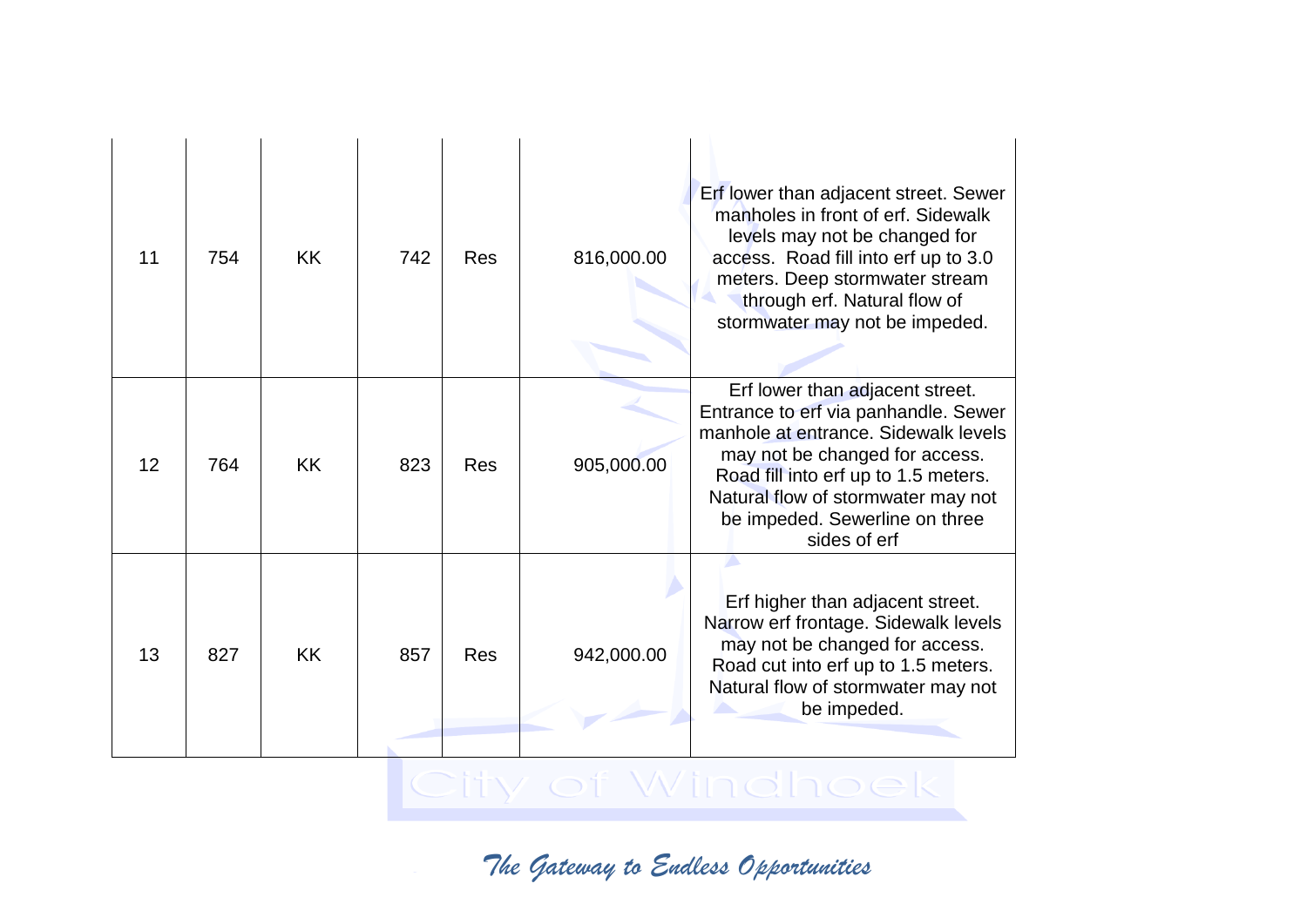|  |  |  |  |  |  |  |
|---|---|---|---|---|---|---|
| 11 | 754 | KK | 742 | Res | 816,000.00 | Erf lower than adjacent street. Sewer manholes in front of erf. Sidewalk levels may not be changed for access. Road fill into erf up to 3.0 meters. Deep stormwater stream through erf. Natural flow of stormwater may not be impeded. |
| 12 | 764 | KK | 823 | Res | 905,000.00 | Erf lower than adjacent street. Entrance to erf via panhandle. Sewer manhole at entrance. Sidewalk levels may not be changed for access. Road fill into erf up to 1.5 meters. Natural flow of stormwater may not be impeded. Sewerline on three sides of erf |
| 13 | 827 | KK | 857 | Res | 942,000.00 | Erf higher than adjacent street. Narrow erf frontage. Sidewalk levels may not be changed for access. Road cut into erf up to 1.5 meters. Natural flow of stormwater may not be impeded. |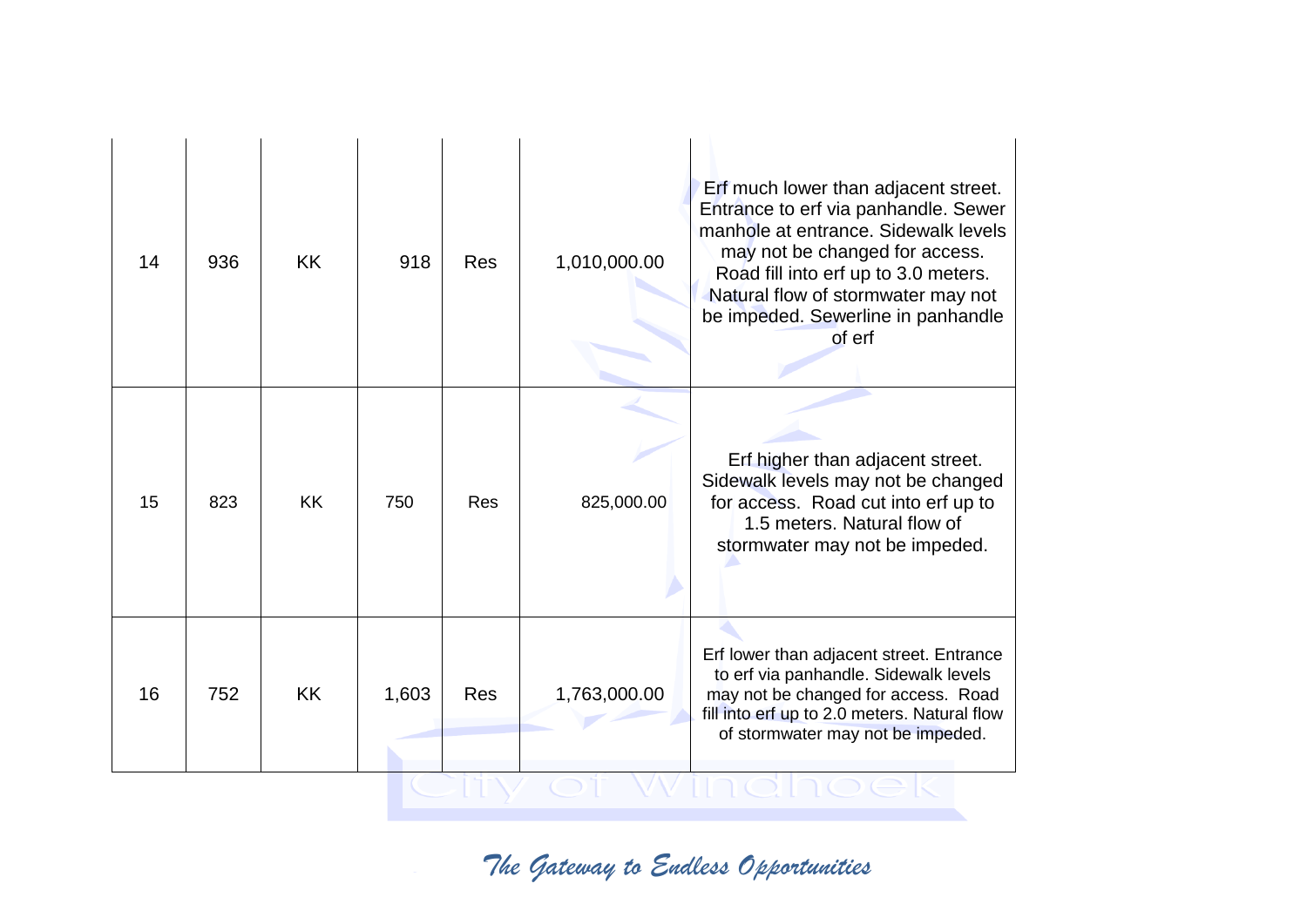| | | | | | | |
|---|---|---|---|---|---|---|
| 14 | 936 | KK | 918 | Res | 1,010,000.00 | Erf much lower than adjacent street. Entrance to erf via panhandle. Sewer manhole at entrance. Sidewalk levels may not be changed for access. Road fill into erf up to 3.0 meters. Natural flow of stormwater may not be impeded. Sewerline in panhandle of erf |
| 15 | 823 | KK | 750 | Res | 825,000.00 | Erf higher than adjacent street. Sidewalk levels may not be changed for access. Road cut into erf up to 1.5 meters. Natural flow of stormwater may not be impeded. |
| 16 | 752 | KK | 1,603 | Res | 1,763,000.00 | Erf lower than adjacent street. Entrance to erf via panhandle. Sidewalk levels may not be changed for access. Road fill into erf up to 2.0 meters. Natural flow of stormwater may not be impeded. |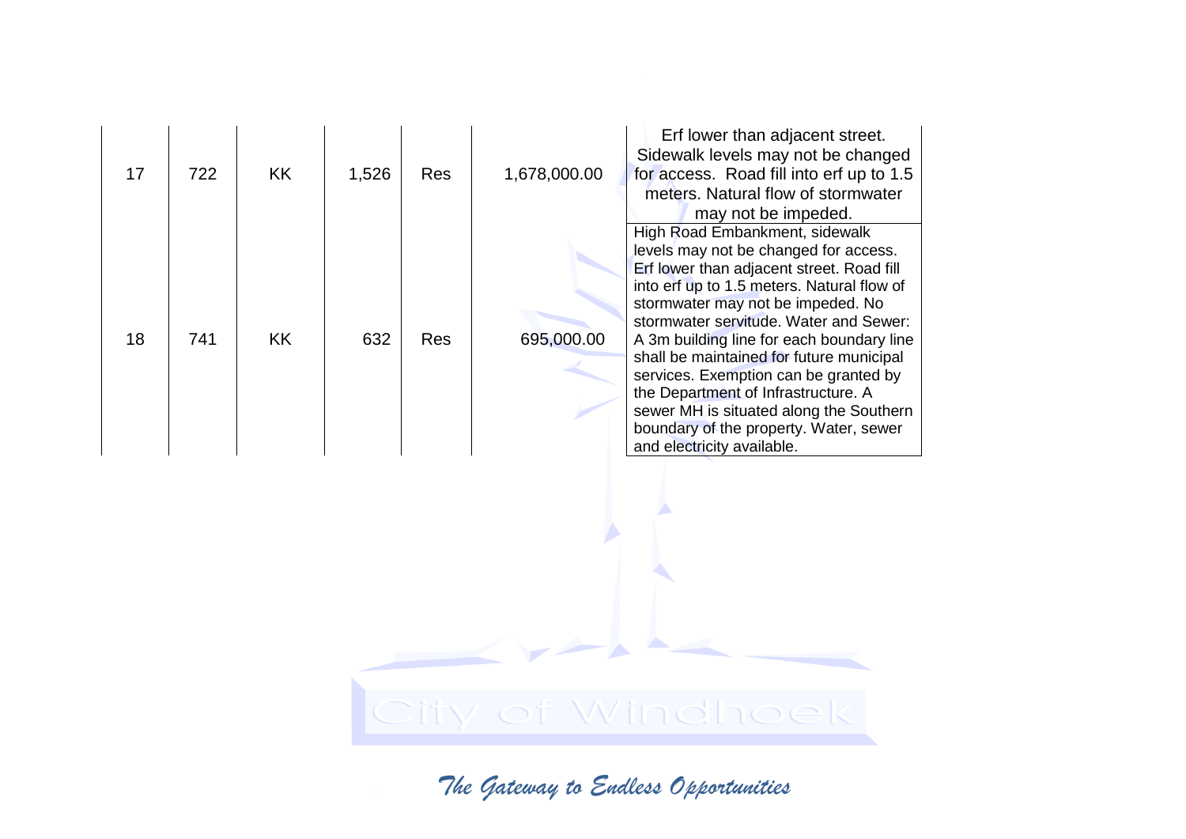| | | | | | | |
|---|---|---|---|---|---|---|
| 17 | 722 | KK | 1,526 | Res | 1,678,000.00 | Erf lower than adjacent street. Sidewalk levels may not be changed for access. Road fill into erf up to 1.5 meters. Natural flow of stormwater may not be impeded. |
| 18 | 741 | KK | 632 | Res | 695,000.00 | High Road Embankment, sidewalk levels may not be changed for access. Erf lower than adjacent street. Road fill into erf up to 1.5 meters. Natural flow of stormwater may not be impeded. No stormwater servitude. Water and Sewer: A 3m building line for each boundary line shall be maintained for future municipal services. Exemption can be granted by the Department of Infrastructure. A sewer MH is situated along the Southern boundary of the property. Water, sewer and electricity available. |